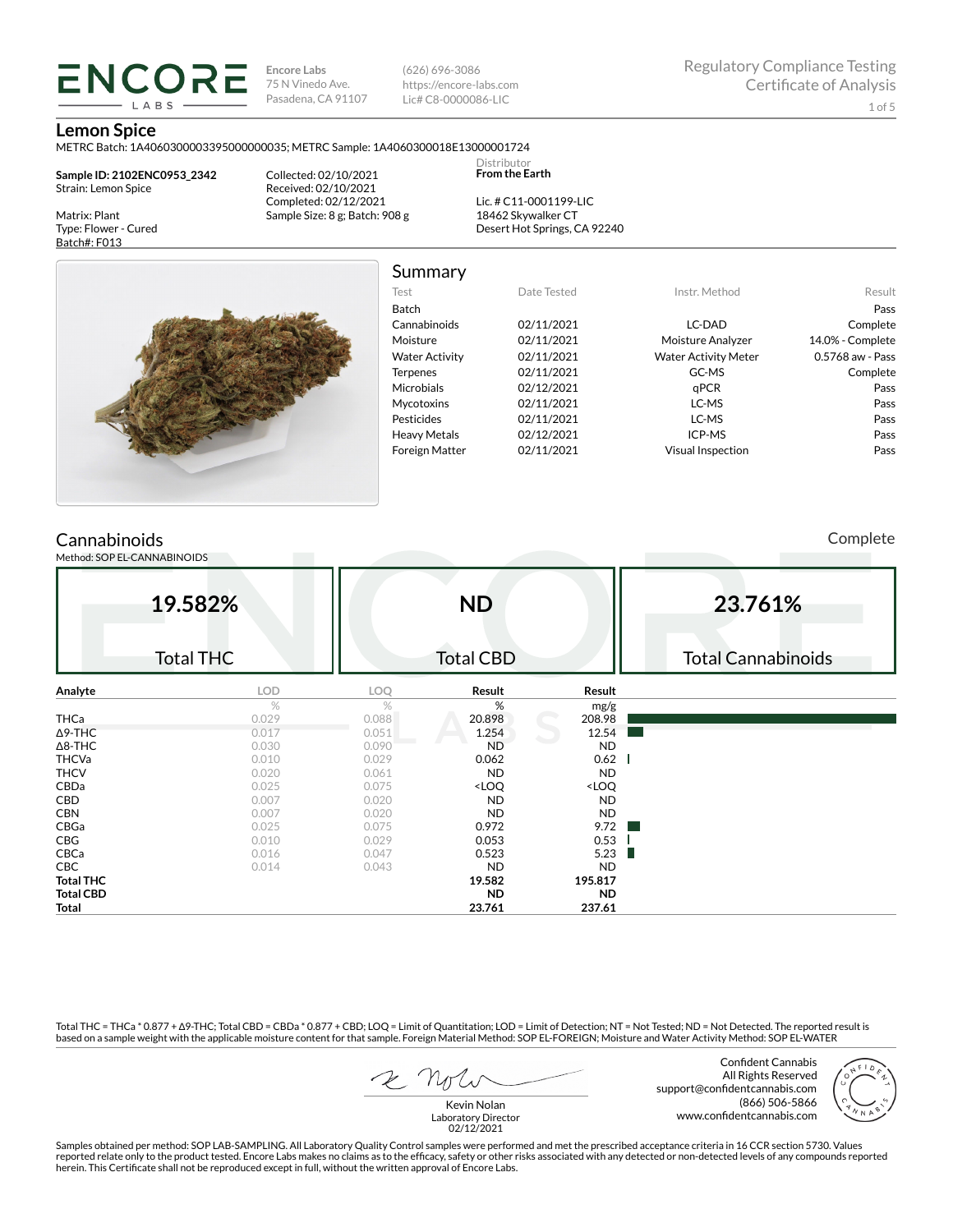ENCORE LABS

Encore Labs
75 N Vinedo Ave.
Pasadena, CA 91107

(626) 696-3086
https://encore-labs.com
Lic# C8-0000086-LIC

Regulatory Compliance Testing
Certificate of Analysis

# Lemon Spice

METRC Batch: 1A4060300003395000000035; METRC Sample: 1A4060300018E13000001724

**Sample ID: 2102ENC0953_2342**
Strain: Lemon Spice

Matrix: Plant
Type: Flower - Cured
Batch#: F013

Collected: 02/10/2021
Received: 02/10/2021
Completed: 02/12/2021
Sample Size: 8 g; Batch: 908 g

Distributor
**From the Earth**

Lic. # C11-0001199-LIC
18462 Skywalker CT
Desert Hot Springs, CA 92240

## Summary

| Test | Date Tested | Instr. Method | Result |
|---|---|---|---|
| Batch | | | Pass |
| Cannabinoids | 02/11/2021 | LC-DAD | Complete |
| Moisture | 02/11/2021 | Moisture Analyzer | 14.0% - Complete |
| Water Activity | 02/11/2021 | Water Activity Meter | 0.5768 aw - Pass |
| Terpenes | 02/11/2021 | GC-MS | Complete |
| Microbials | 02/12/2021 | qPCR | Pass |
| Mycotoxins | 02/11/2021 | LC-MS | Pass |
| Pesticides | 02/11/2021 | LC-MS | Pass |
| Heavy Metals | 02/12/2021 | ICP-MS | Pass |
| Foreign Matter | 02/11/2021 | Visual Inspection | Pass |

## Cannabinoids

Complete

Method: SOP EL-CANNABINOIDS

| 19.582% | ND | 23.761% |
|---|---|---|
| Total THC | Total CBD | Total Cannabinoids |

| Analyte | LOD | LOQ | Result | Result |
|---|---|---|---|---|
| | % | % | % | mg/g |
| THCa | 0.029 | 0.088 | 20.898 | 208.98 |
| Δ9-THC | 0.017 | 0.051 | 1.254 | 12.54 |
| Δ8-THC | 0.030 | 0.090 | ND | ND |
| THCVa | 0.010 | 0.029 | 0.062 | 0.62 |
| THCV | 0.020 | 0.061 | ND | ND |
| CBDa | 0.025 | 0.075 | <LOQ | <LOQ |
| CBD | 0.007 | 0.020 | ND | ND |
| CBN | 0.007 | 0.020 | ND | ND |
| CBGa | 0.025 | 0.075 | 0.972 | 9.72 |
| CBG | 0.010 | 0.029 | 0.053 | 0.53 |
| CBCa | 0.016 | 0.047 | 0.523 | 5.23 |
| CBC | 0.014 | 0.043 | ND | ND |
| **Total THC** | | | **19.582** | **195.817** |
| **Total CBD** | | | **ND** | **ND** |
| **Total** | | | **23.761** | **237.61** |

Total THC = THCa * 0.877 + Δ9-THC; Total CBD = CBDa * 0.877 + CBD; LOQ = Limit of Quantitation; LOD = Limit of Detection; NT = Not Tested; ND = Not Detected. The reported result is based on a sample weight with the applicable moisture content for that sample. Foreign Material Method: SOP EL-FOREIGN; Moisture and Water Activity Method: SOP EL-WATER

Kevin Nolan
Laboratory Director
02/12/2021

Confident Cannabis
All Rights Reserved
support@confidentcannabis.com
(866) 506-5866
www.confidentcannabis.com

Samples obtained per method: SOP LAB-SAMPLING. All Laboratory Quality Control samples were performed and met the prescribed acceptance criteria in 16 CCR section 5730. Values reported relate only to the product tested. Encore Labs makes no claims as to the efficacy, safety or other risks associated with any detected or non-detected levels of any compounds reported herein. This Certificate shall not be reproduced except in full, without the written approval of Encore Labs.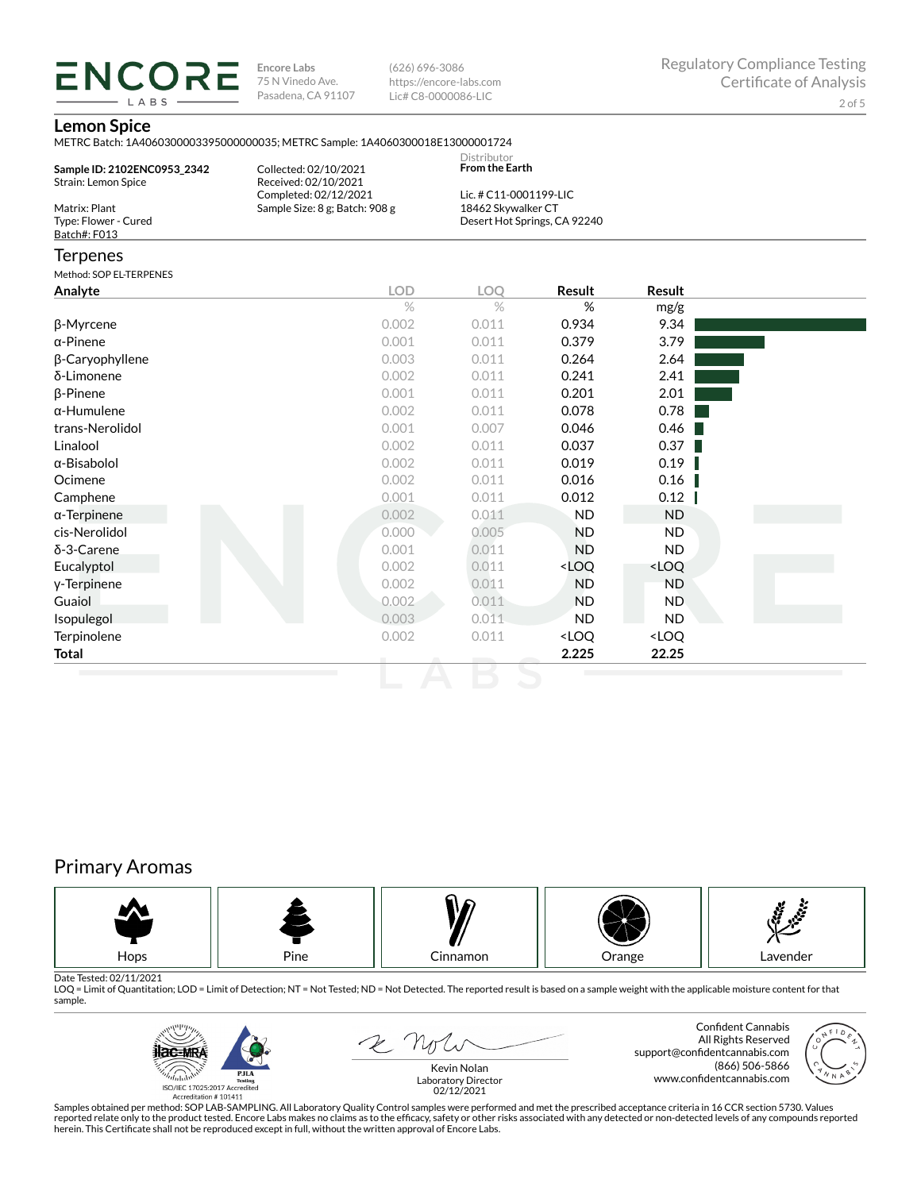**Encore Labs**
75 N Vinedo Ave.
Pasadena, CA 91107

(626) 696-3086
https://encore-labs.com
Lic# C8-0000086-LIC

Regulatory Compliance Testing
Certificate of Analysis

## Lemon Spice

METRC Batch: 1A4060300003395000000035; METRC Sample: 1A4060300018E13000001724

**Sample ID: 2102ENC0953_2342**
Strain: Lemon Spice

Matrix: Plant
Type: Flower - Cured
Batch#: F013

Collected: 02/10/2021
Received: 02/10/2021
Completed: 02/12/2021
Sample Size: 8 g; Batch: 908 g

Distributor
**From the Earth**

Lic. # C11-0001199-LIC
18462 Skywalker CT
Desert Hot Springs, CA 92240

## Terpenes

Method: SOP EL-TERPENES

| Analyte | LOD | LOQ | Result | Result |
|---|---|---|---|---|
| | % | % | % | mg/g |
| β-Myrcene | 0.002 | 0.011 | 0.934 | 9.34 |
| α-Pinene | 0.001 | 0.011 | 0.379 | 3.79 |
| β-Caryophyllene | 0.003 | 0.011 | 0.264 | 2.64 |
| δ-Limonene | 0.002 | 0.011 | 0.241 | 2.41 |
| β-Pinene | 0.001 | 0.011 | 0.201 | 2.01 |
| α-Humulene | 0.002 | 0.011 | 0.078 | 0.78 |
| trans-Nerolidol | 0.001 | 0.007 | 0.046 | 0.46 |
| Linalool | 0.002 | 0.011 | 0.037 | 0.37 |
| α-Bisabolol | 0.002 | 0.011 | 0.019 | 0.19 |
| Ocimene | 0.002 | 0.011 | 0.016 | 0.16 |
| Camphene | 0.001 | 0.011 | 0.012 | 0.12 |
| α-Terpinene | 0.002 | 0.011 | ND | ND |
| cis-Nerolidol | 0.000 | 0.005 | ND | ND |
| δ-3-Carene | 0.001 | 0.011 | ND | ND |
| Eucalyptol | 0.002 | 0.011 | <LOQ | <LOQ |
| γ-Terpinene | 0.002 | 0.011 | ND | ND |
| Guaiol | 0.002 | 0.011 | ND | ND |
| Isopulegol | 0.003 | 0.011 | ND | ND |
| Terpinolene | 0.002 | 0.011 | <LOQ | <LOQ |
| **Total** | | | **2.225** | **22.25** |

## Primary Aromas

Hops | Pine | Cinnamon | Orange | Lavender

Date Tested: 02/11/2021
LOQ = Limit of Quantitation; LOD = Limit of Detection; NT = Not Tested; ND = Not Detected. The reported result is based on a sample weight with the applicable moisture content for that sample.

ISO/IEC 17025:2017 Accredited
Accreditation # 101411

Kevin Nolan
Laboratory Director
02/12/2021

Confident Cannabis
All Rights Reserved
support@confidentcannabis.com
(866) 506-5866
www.confidentcannabis.com

Samples obtained per method: SOP LAB-SAMPLING. All Laboratory Quality Control samples were performed and met the prescribed acceptance criteria in 16 CCR section 5730. Values reported relate only to the product tested. Encore Labs makes no claims as to the efficacy, safety or other risks associated with any detected or non-detected levels of any compounds reported herein. This Certificate shall not be reproduced except in full, without the written approval of Encore Labs.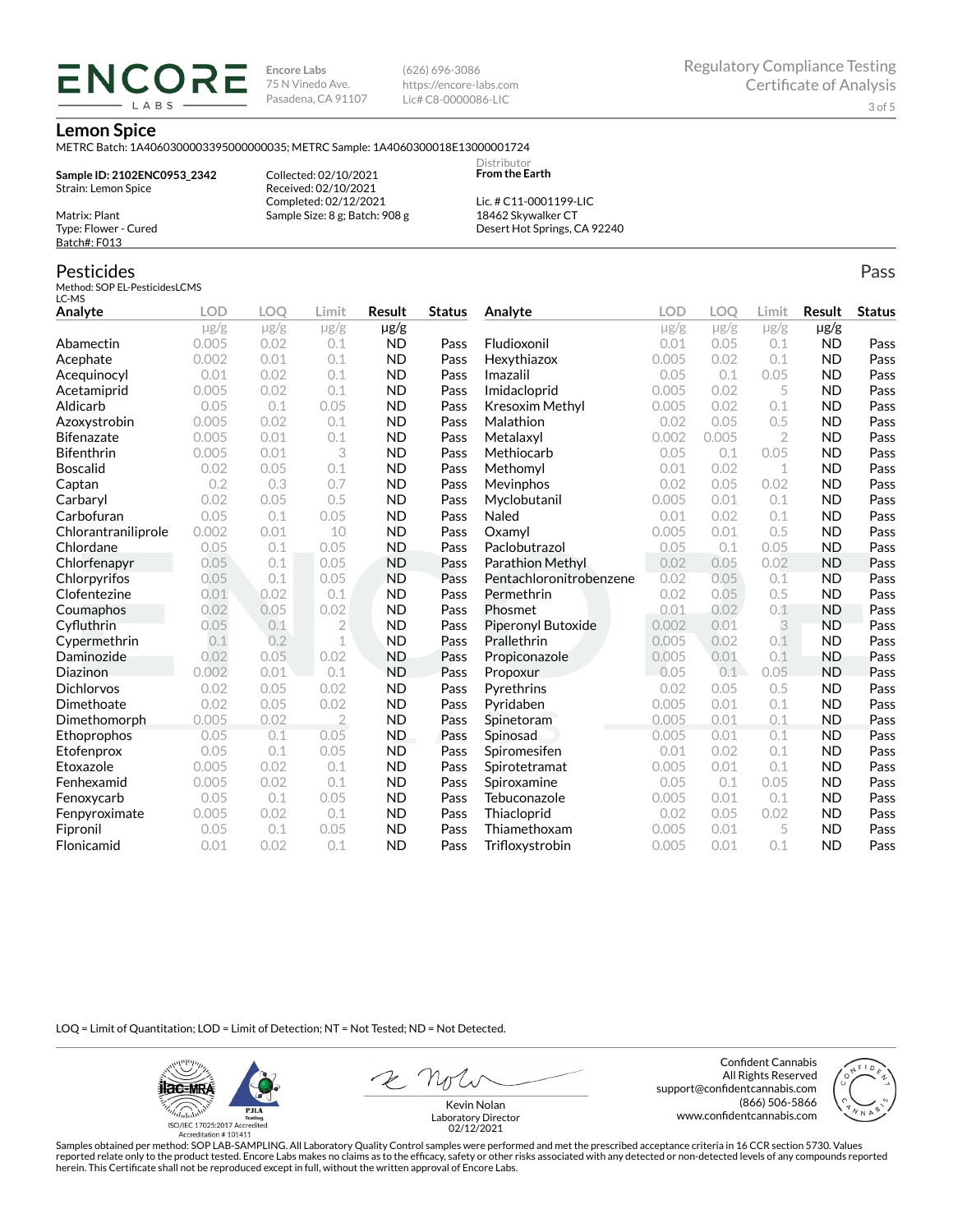**ENCORE LABS**

Encore Labs
75 N Vinedo Ave.
Pasadena, CA 91107

(626) 696-3086
https://encore-labs.com
Lic# C8-0000086-LIC

Regulatory Compliance Testing
Certificate of Analysis

# Lemon Spice

METRC Batch: 1A4060300003395000000035; METRC Sample: 1A4060300018E13000001724

**Sample ID: 2102ENC0953_2342**
Strain: Lemon Spice

Matrix: Plant
Type: Flower - Cured
Batch#: F013

Collected: 02/10/2021
Received: 02/10/2021
Completed: 02/12/2021
Sample Size: 8 g; Batch: 908 g

Distributor
**From the Earth**

Lic. # C11-0001199-LIC
18462 Skywalker CT
Desert Hot Springs, CA 92240

## Pesticides

Pass

Method: SOP EL-PesticidesLCMS
LC-MS

| Analyte | LOD | LOQ | Limit | Result | Status |
|---|---|---|---|---|---|
| | μg/g | μg/g | μg/g | μg/g | |
| Abamectin | 0.005 | 0.02 | 0.1 | ND | Pass |
| Acephate | 0.002 | 0.01 | 0.1 | ND | Pass |
| Acequinocyl | 0.01 | 0.02 | 0.1 | ND | Pass |
| Acetamiprid | 0.005 | 0.02 | 0.1 | ND | Pass |
| Aldicarb | 0.05 | 0.1 | 0.05 | ND | Pass |
| Azoxystrobin | 0.005 | 0.02 | 0.1 | ND | Pass |
| Bifenazate | 0.005 | 0.01 | 0.1 | ND | Pass |
| Bifenthrin | 0.005 | 0.01 | 3 | ND | Pass |
| Boscalid | 0.02 | 0.05 | 0.1 | ND | Pass |
| Captan | 0.2 | 0.3 | 0.7 | ND | Pass |
| Carbaryl | 0.02 | 0.05 | 0.5 | ND | Pass |
| Carbofuran | 0.05 | 0.1 | 0.05 | ND | Pass |
| Chlorantraniliprole | 0.002 | 0.01 | 10 | ND | Pass |
| Chlordane | 0.05 | 0.1 | 0.05 | ND | Pass |
| Chlorfenapyr | 0.05 | 0.1 | 0.05 | ND | Pass |
| Chlorpyrifos | 0.05 | 0.1 | 0.05 | ND | Pass |
| Clofentezine | 0.01 | 0.02 | 0.1 | ND | Pass |
| Coumaphos | 0.02 | 0.05 | 0.02 | ND | Pass |
| Cyfluthrin | 0.05 | 0.1 | 2 | ND | Pass |
| Cypermethrin | 0.1 | 0.2 | 1 | ND | Pass |
| Daminozide | 0.02 | 0.05 | 0.02 | ND | Pass |
| Diazinon | 0.002 | 0.01 | 0.1 | ND | Pass |
| Dichlorvos | 0.02 | 0.05 | 0.02 | ND | Pass |
| Dimethoate | 0.02 | 0.05 | 0.02 | ND | Pass |
| Dimethomorph | 0.005 | 0.02 | 2 | ND | Pass |
| Ethoprophos | 0.05 | 0.1 | 0.05 | ND | Pass |
| Etofenprox | 0.05 | 0.1 | 0.05 | ND | Pass |
| Etoxazole | 0.005 | 0.02 | 0.1 | ND | Pass |
| Fenhexamid | 0.005 | 0.02 | 0.1 | ND | Pass |
| Fenoxycarb | 0.05 | 0.1 | 0.05 | ND | Pass |
| Fenpyroximate | 0.005 | 0.02 | 0.1 | ND | Pass |
| Fipronil | 0.05 | 0.1 | 0.05 | ND | Pass |
| Flonicamid | 0.01 | 0.02 | 0.1 | ND | Pass |
| Fludioxonil | 0.01 | 0.05 | 0.1 | ND | Pass |
| Hexythiazox | 0.005 | 0.02 | 0.1 | ND | Pass |
| Imazalil | 0.05 | 0.1 | 0.05 | ND | Pass |
| Imidacloprid | 0.005 | 0.02 | 5 | ND | Pass |
| Kresoxim Methyl | 0.005 | 0.02 | 0.1 | ND | Pass |
| Malathion | 0.02 | 0.05 | 0.5 | ND | Pass |
| Metalaxyl | 0.002 | 0.005 | 2 | ND | Pass |
| Methiocarb | 0.05 | 0.1 | 0.05 | ND | Pass |
| Methomyl | 0.01 | 0.02 | 1 | ND | Pass |
| Mevinphos | 0.02 | 0.05 | 0.02 | ND | Pass |
| Myclobutanil | 0.005 | 0.01 | 0.1 | ND | Pass |
| Naled | 0.01 | 0.02 | 0.1 | ND | Pass |
| Oxamyl | 0.005 | 0.01 | 0.5 | ND | Pass |
| Paclobutrazol | 0.05 | 0.1 | 0.05 | ND | Pass |
| Parathion Methyl | 0.02 | 0.05 | 0.02 | ND | Pass |
| Pentachloronitrobenzene | 0.02 | 0.05 | 0.1 | ND | Pass |
| Permethrin | 0.02 | 0.05 | 0.5 | ND | Pass |
| Phosmet | 0.01 | 0.02 | 0.1 | ND | Pass |
| Piperonyl Butoxide | 0.002 | 0.01 | 3 | ND | Pass |
| Prallethrin | 0.005 | 0.02 | 0.1 | ND | Pass |
| Propiconazole | 0.005 | 0.01 | 0.1 | ND | Pass |
| Propoxur | 0.05 | 0.1 | 0.05 | ND | Pass |
| Pyrethrins | 0.02 | 0.05 | 0.5 | ND | Pass |
| Pyridaben | 0.005 | 0.01 | 0.1 | ND | Pass |
| Spinetoram | 0.005 | 0.01 | 0.1 | ND | Pass |
| Spinosad | 0.005 | 0.01 | 0.1 | ND | Pass |
| Spiromesifen | 0.01 | 0.02 | 0.1 | ND | Pass |
| Spirotetramat | 0.005 | 0.01 | 0.1 | ND | Pass |
| Spiroxamine | 0.05 | 0.1 | 0.05 | ND | Pass |
| Tebuconazole | 0.005 | 0.01 | 0.1 | ND | Pass |
| Thiacloprid | 0.02 | 0.05 | 0.02 | ND | Pass |
| Thiamethoxam | 0.005 | 0.01 | 5 | ND | Pass |
| Trifloxystrobin | 0.005 | 0.01 | 0.1 | ND | Pass |

LOQ = Limit of Quantitation; LOD = Limit of Detection; NT = Not Tested; ND = Not Detected.

ISO/IEC 17025:2017 Accredited
Accreditation # 101411

Kevin Nolan
Laboratory Director
02/12/2021

Confident Cannabis
All Rights Reserved
support@confidentcannabis.com
(866) 506-5866
www.confidentcannabis.com

Samples obtained per method: SOP LAB-SAMPLING. All Laboratory Quality Control samples were performed and met the prescribed acceptance criteria in 16 CCR section 5730. Values reported relate only to the product tested. Encore Labs makes no claims as to the efficacy, safety or other risks associated with any detected or non-detected levels of any compounds reported herein. This Certificate shall not be reproduced except in full, without the written approval of Encore Labs.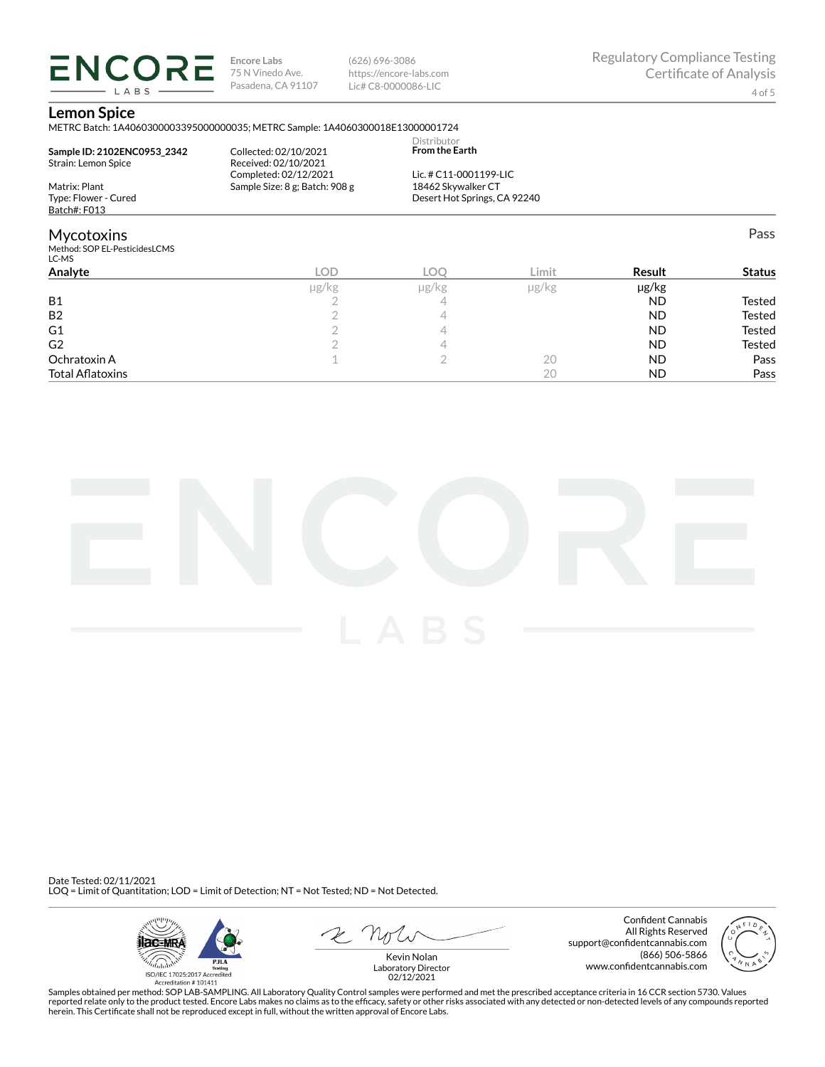**Encore Labs**
75 N Vinedo Ave.
Pasadena, CA 91107

(626) 696-3086
https://encore-labs.com
Lic# C8-0000086-LIC

Regulatory Compliance Testing
Certificate of Analysis

## Lemon Spice

METRC Batch: 1A4060300003395000000035; METRC Sample: 1A4060300018E13000001724

**Sample ID: 2102ENC0953_2342**
Strain: Lemon Spice

Matrix: Plant
Type: Flower - Cured
Batch#: F013

Collected: 02/10/2021
Received: 02/10/2021
Completed: 02/12/2021
Sample Size: 8 g; Batch: 908 g

Distributor
**From the Earth**

Lic. # C11-0001199-LIC
18462 Skywalker CT
Desert Hot Springs, CA 92240

## Mycotoxins

Pass

Method: SOP EL-PesticidesLCMS
LC-MS

| Analyte | LOD | LOQ | Limit | Result | Status |
|---|---|---|---|---|---|
| | μg/kg | μg/kg | μg/kg | μg/kg | |
| B1 | 2 | 4 | | ND | Tested |
| B2 | 2 | 4 | | ND | Tested |
| G1 | 2 | 4 | | ND | Tested |
| G2 | 2 | 4 | | ND | Tested |
| Ochratoxin A | 1 | 2 | 20 | ND | Pass |
| Total Aflatoxins | | | 20 | ND | Pass |

Date Tested: 02/11/2021
LOQ = Limit of Quantitation; LOD = Limit of Detection; NT = Not Tested; ND = Not Detected.

ISO/IEC 17025:2017 Accredited
Accreditation # 101411

Kevin Nolan
Laboratory Director
02/12/2021

Confident Cannabis
All Rights Reserved
support@confidentcannabis.com
(866) 506-5866
www.confidentcannabis.com

Samples obtained per method: SOP LAB-SAMPLING. All Laboratory Quality Control samples were performed and met the prescribed acceptance criteria in 16 CCR section 5730. Values reported relate only to the product tested. Encore Labs makes no claims as to the efficacy, safety or other risks associated with any detected or non-detected levels of any compounds reported herein. This Certificate shall not be reproduced except in full, without the written approval of Encore Labs.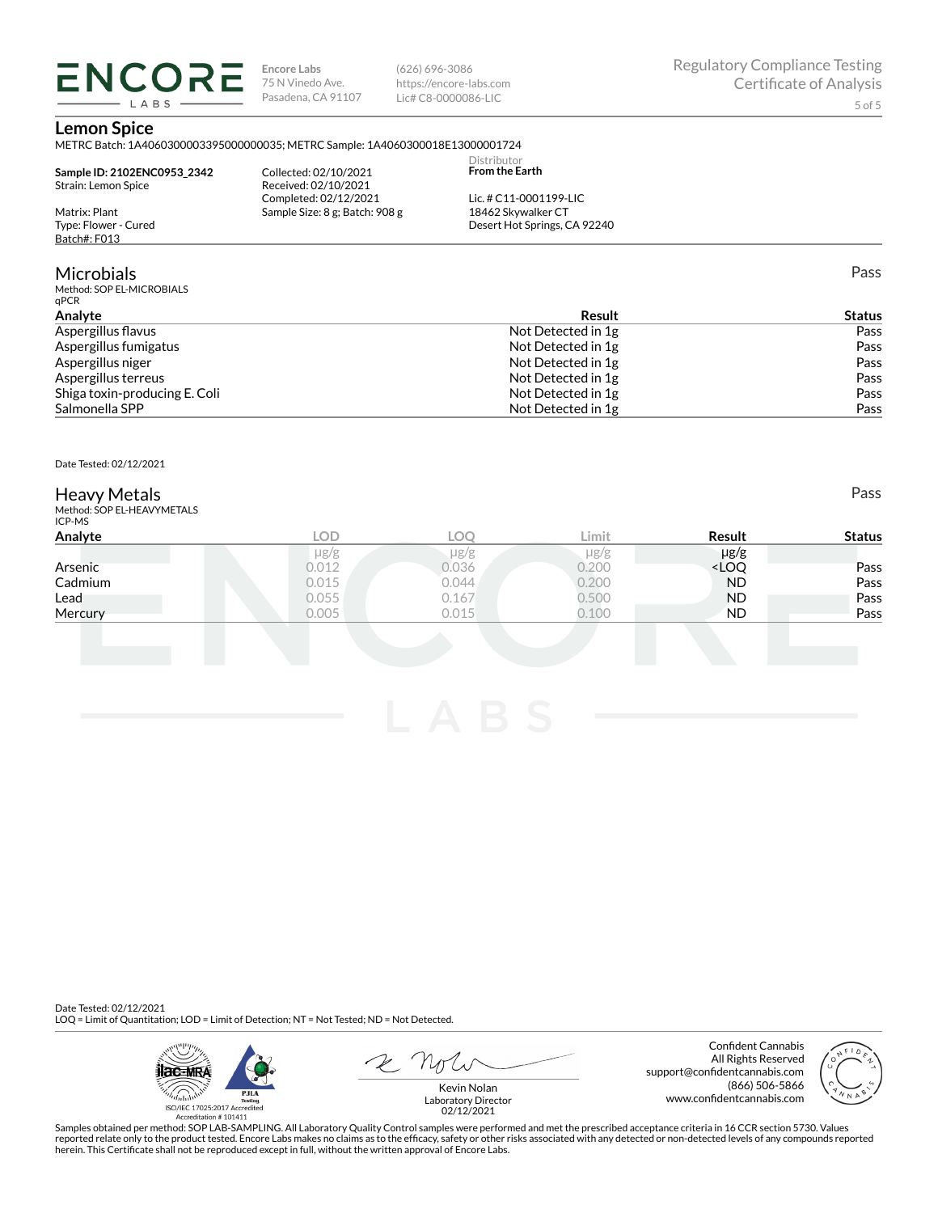ENCORE LABS

Encore Labs
75 N Vinedo Ave.
Pasadena, CA 91107

(626) 696-3086
https://encore-labs.com
Lic# C8-0000086-LIC

Regulatory Compliance Testing
Certificate of Analysis

## Lemon Spice

METRC Batch: 1A4060300003395000000035; METRC Sample: 1A4060300018E13000001724

**Sample ID: 2102ENC0953_2342**
Strain: Lemon Spice

Matrix: Plant
Type: Flower - Cured
Batch#: F013

Collected: 02/10/2021
Received: 02/10/2021
Completed: 02/12/2021
Sample Size: 8 g; Batch: 908 g

Distributor
**From the Earth**

Lic. # C11-0001199-LIC
18462 Skywalker CT
Desert Hot Springs, CA 92240

## Microbials

Pass

Method: SOP EL-MICROBIALS
qPCR

| Analyte | Result | Status |
|---|---|---|
| Aspergillus flavus | Not Detected in 1g | Pass |
| Aspergillus fumigatus | Not Detected in 1g | Pass |
| Aspergillus niger | Not Detected in 1g | Pass |
| Aspergillus terreus | Not Detected in 1g | Pass |
| Shiga toxin-producing E. Coli | Not Detected in 1g | Pass |
| Salmonella SPP | Not Detected in 1g | Pass |

Date Tested: 02/12/2021

## Heavy Metals

Pass

Method: SOP EL-HEAVYMETALS
ICP-MS

| Analyte | LOD | LOQ | Limit | Result | Status |
|---|---|---|---|---|---|
| | µg/g | µg/g | µg/g | µg/g | |
| Arsenic | 0.012 | 0.036 | 0.200 | <LOQ | Pass |
| Cadmium | 0.015 | 0.044 | 0.200 | ND | Pass |
| Lead | 0.055 | 0.167 | 0.500 | ND | Pass |
| Mercury | 0.005 | 0.015 | 0.100 | ND | Pass |

Date Tested: 02/12/2021
LOQ = Limit of Quantitation; LOD = Limit of Detection; NT = Not Tested; ND = Not Detected.

ISO/IEC 17025:2017 Accredited
Accreditation # 101411

Kevin Nolan
Laboratory Director
02/12/2021

Confident Cannabis
All Rights Reserved
support@confidentcannabis.com
(866) 506-5866
www.confidentcannabis.com

Samples obtained per method: SOP LAB-SAMPLING. All Laboratory Quality Control samples were performed and met the prescribed acceptance criteria in 16 CCR section 5730. Values reported relate only to the product tested. Encore Labs makes no claims as to the efficacy, safety or other risks associated with any detected or non-detected levels of any compounds reported herein. This Certificate shall not be reproduced except in full, without the written approval of Encore Labs.